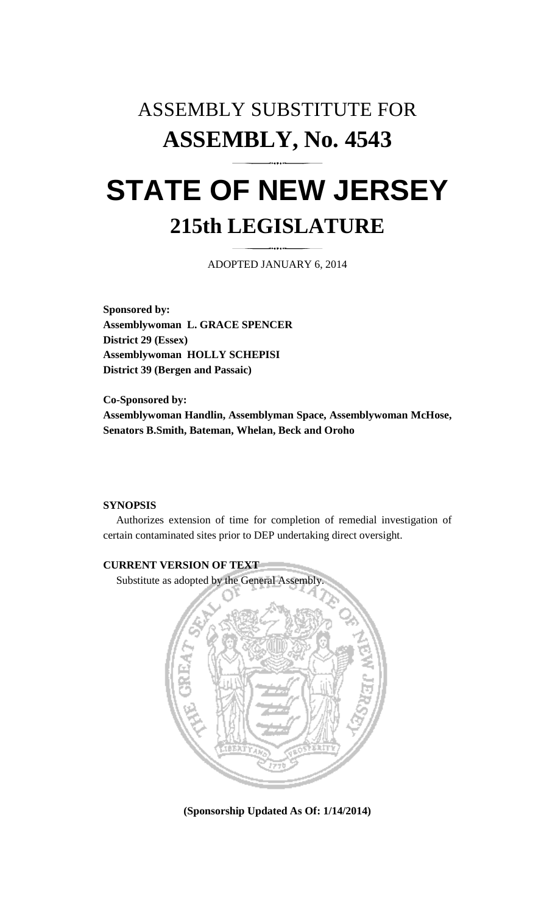# ASSEMBLY SUBSTITUTE FOR

# ASSEMBLY, No. 4543

# STATE OF NEW JERSEY

## 215th LEGISLATURE

ADOPTED JANUARY 6, 2014

**Sponsored by:**
**Assemblywoman L. GRACE SPENCER**
**District 29 (Essex)**
**Assemblywoman HOLLY SCHEPISI**
**District 39 (Bergen and Passaic)**

**Co-Sponsored by:**
**Assemblywoman Handlin, Assemblyman Space, Assemblywoman McHose, Senators B.Smith, Bateman, Whelan, Beck and Oroho**

**SYNOPSIS**

Authorizes extension of time for completion of remedial investigation of certain contaminated sites prior to DEP undertaking direct oversight.

**CURRENT VERSION OF TEXT**

Substitute as adopted by the General Assembly.

**(Sponsorship Updated As Of: 1/14/2014)**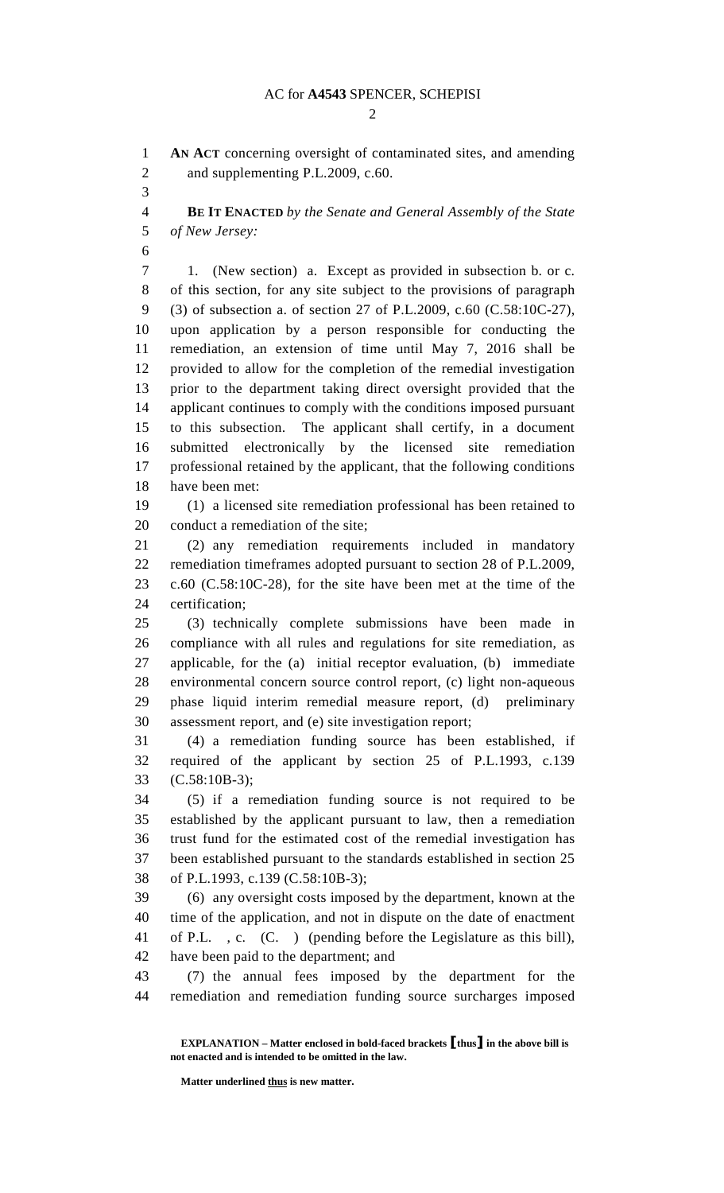**AN ACT** concerning oversight of contaminated sites, and amending and supplementing P.L.2009, c.60.

**BE IT ENACTED** *by the Senate and General Assembly of the State of New Jersey:*

1. (New section) a. Except as provided in subsection b. or c. of this section, for any site subject to the provisions of paragraph (3) of subsection a. of section 27 of P.L.2009, c.60 (C.58:10C-27), upon application by a person responsible for conducting the remediation, an extension of time until May 7, 2016 shall be provided to allow for the completion of the remedial investigation prior to the department taking direct oversight provided that the applicant continues to comply with the conditions imposed pursuant to this subsection. The applicant shall certify, in a document submitted electronically by the licensed site remediation professional retained by the applicant, that the following conditions have been met:

(1) a licensed site remediation professional has been retained to conduct a remediation of the site;

(2) any remediation requirements included in mandatory remediation timeframes adopted pursuant to section 28 of P.L.2009, c.60 (C.58:10C-28), for the site have been met at the time of the certification;

(3) technically complete submissions have been made in compliance with all rules and regulations for site remediation, as applicable, for the (a) initial receptor evaluation, (b) immediate environmental concern source control report, (c) light non-aqueous phase liquid interim remedial measure report, (d) preliminary assessment report, and (e) site investigation report;

(4) a remediation funding source has been established, if required of the applicant by section 25 of P.L.1993, c.139 (C.58:10B-3);

(5) if a remediation funding source is not required to be established by the applicant pursuant to law, then a remediation trust fund for the estimated cost of the remedial investigation has been established pursuant to the standards established in section 25 of P.L.1993, c.139 (C.58:10B-3);

(6) any oversight costs imposed by the department, known at the time of the application, and not in dispute on the date of enactment of P.L. , c. (C. ) (pending before the Legislature as this bill), have been paid to the department; and

(7) the annual fees imposed by the department for the remediation and remediation funding source surcharges imposed

**EXPLANATION – Matter enclosed in bold-faced brackets [thus] in the above bill is not enacted and is intended to be omitted in the law.**

**Matter underlined thus is new matter.**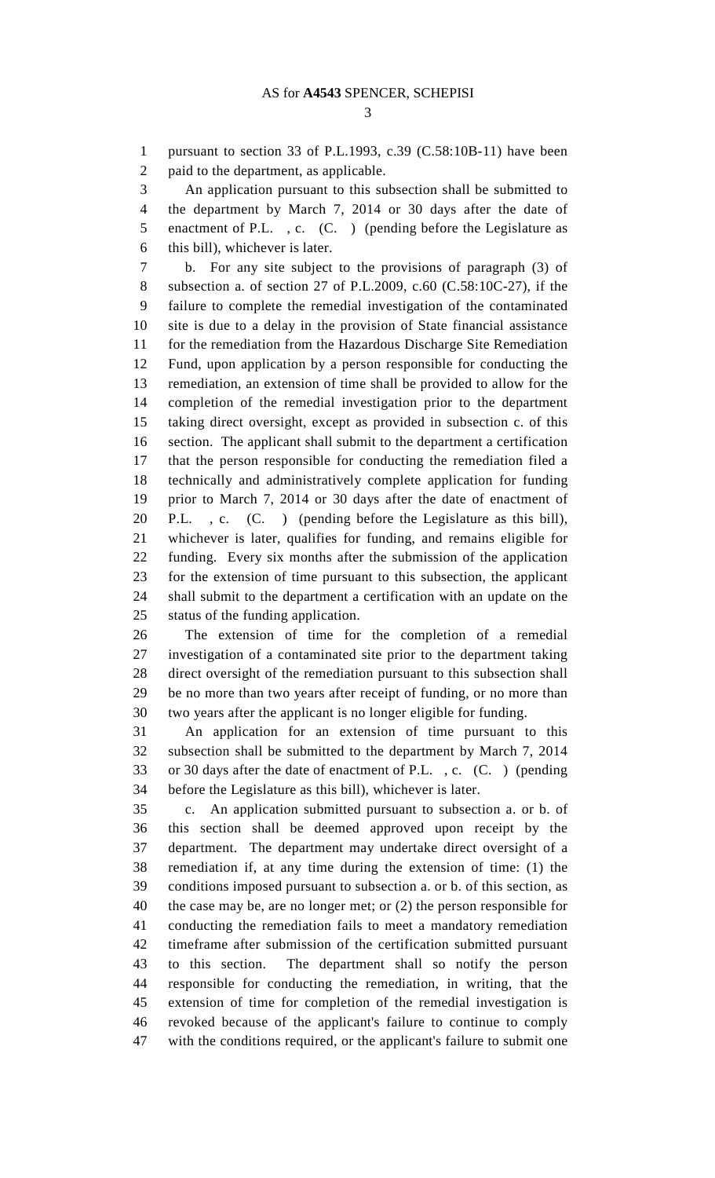pursuant to section 33 of P.L.1993, c.39 (C.58:10B-11) have been paid to the department, as applicable.

An application pursuant to this subsection shall be submitted to the department by March 7, 2014 or 30 days after the date of enactment of P.L. , c. (C. ) (pending before the Legislature as this bill), whichever is later.

b. For any site subject to the provisions of paragraph (3) of subsection a. of section 27 of P.L.2009, c.60 (C.58:10C-27), if the failure to complete the remedial investigation of the contaminated site is due to a delay in the provision of State financial assistance for the remediation from the Hazardous Discharge Site Remediation Fund, upon application by a person responsible for conducting the remediation, an extension of time shall be provided to allow for the completion of the remedial investigation prior to the department taking direct oversight, except as provided in subsection c. of this section. The applicant shall submit to the department a certification that the person responsible for conducting the remediation filed a technically and administratively complete application for funding prior to March 7, 2014 or 30 days after the date of enactment of P.L. , c. (C. ) (pending before the Legislature as this bill), whichever is later, qualifies for funding, and remains eligible for funding. Every six months after the submission of the application for the extension of time pursuant to this subsection, the applicant shall submit to the department a certification with an update on the status of the funding application.

The extension of time for the completion of a remedial investigation of a contaminated site prior to the department taking direct oversight of the remediation pursuant to this subsection shall be no more than two years after receipt of funding, or no more than two years after the applicant is no longer eligible for funding.

An application for an extension of time pursuant to this subsection shall be submitted to the department by March 7, 2014 or 30 days after the date of enactment of P.L. , c. (C. ) (pending before the Legislature as this bill), whichever is later.

c. An application submitted pursuant to subsection a. or b. of this section shall be deemed approved upon receipt by the department. The department may undertake direct oversight of a remediation if, at any time during the extension of time: (1) the conditions imposed pursuant to subsection a. or b. of this section, as the case may be, are no longer met; or (2) the person responsible for conducting the remediation fails to meet a mandatory remediation timeframe after submission of the certification submitted pursuant to this section. The department shall so notify the person responsible for conducting the remediation, in writing, that the extension of time for completion of the remedial investigation is revoked because of the applicant's failure to continue to comply with the conditions required, or the applicant's failure to submit one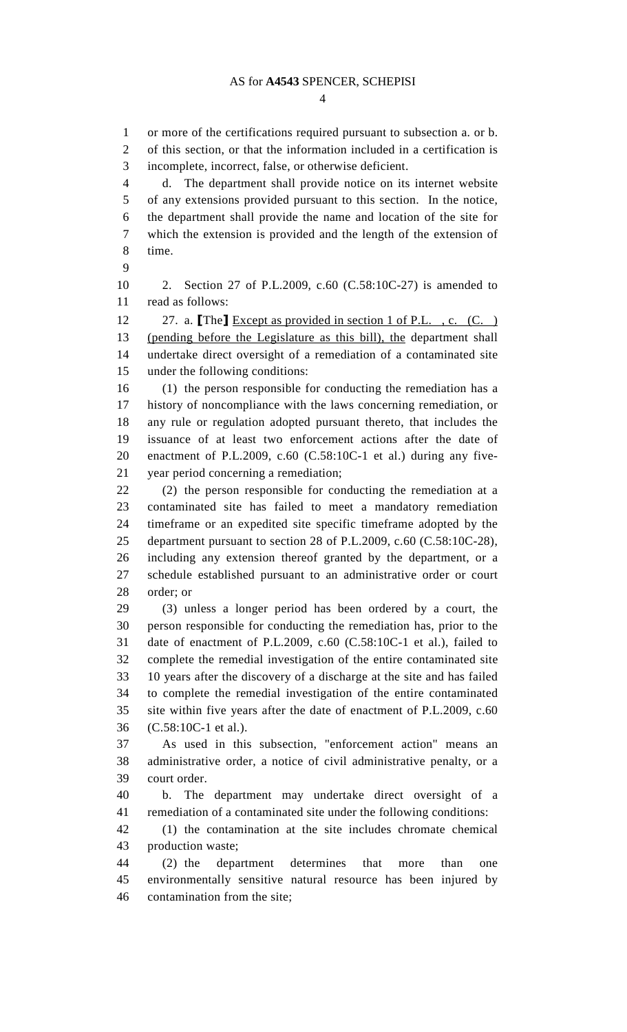or more of the certifications required pursuant to subsection a. or b. of this section, or that the information included in a certification is incomplete, incorrect, false, or otherwise deficient.

d. The department shall provide notice on its internet website of any extensions provided pursuant to this section. In the notice, the department shall provide the name and location of the site for which the extension is provided and the length of the extension of time.

2. Section 27 of P.L.2009, c.60 (C.58:10C-27) is amended to read as follows:

27. a. [The] <u>Except as provided in section 1 of P.L. , c. (C. ) (pending before the Legislature as this bill), the</u> department shall undertake direct oversight of a remediation of a contaminated site under the following conditions:

(1) the person responsible for conducting the remediation has a history of noncompliance with the laws concerning remediation, or any rule or regulation adopted pursuant thereto, that includes the issuance of at least two enforcement actions after the date of enactment of P.L.2009, c.60 (C.58:10C-1 et al.) during any five-year period concerning a remediation;

(2) the person responsible for conducting the remediation at a contaminated site has failed to meet a mandatory remediation timeframe or an expedited site specific timeframe adopted by the department pursuant to section 28 of P.L.2009, c.60 (C.58:10C-28), including any extension thereof granted by the department, or a schedule established pursuant to an administrative order or court order; or

(3) unless a longer period has been ordered by a court, the person responsible for conducting the remediation has, prior to the date of enactment of P.L.2009, c.60 (C.58:10C-1 et al.), failed to complete the remedial investigation of the entire contaminated site 10 years after the discovery of a discharge at the site and has failed to complete the remedial investigation of the entire contaminated site within five years after the date of enactment of P.L.2009, c.60 (C.58:10C-1 et al.).

As used in this subsection, "enforcement action" means an administrative order, a notice of civil administrative penalty, or a court order.

b. The department may undertake direct oversight of a remediation of a contaminated site under the following conditions:

(1) the contamination at the site includes chromate chemical production waste;

(2) the department determines that more than one environmentally sensitive natural resource has been injured by contamination from the site;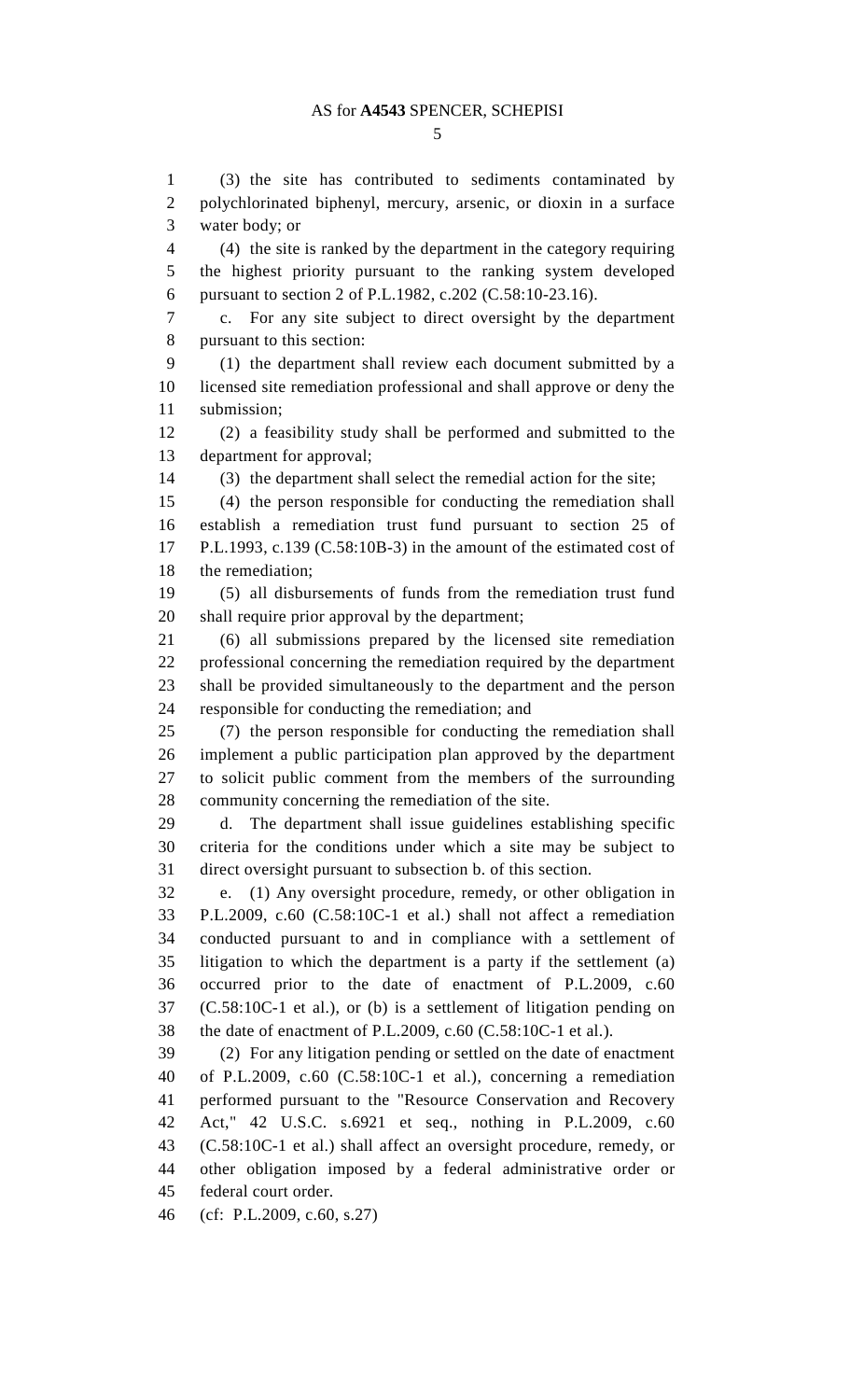(3) the site has contributed to sediments contaminated by polychlorinated biphenyl, mercury, arsenic, or dioxin in a surface water body; or

(4) the site is ranked by the department in the category requiring the highest priority pursuant to the ranking system developed pursuant to section 2 of P.L.1982, c.202 (C.58:10-23.16).

c. For any site subject to direct oversight by the department pursuant to this section:

(1) the department shall review each document submitted by a licensed site remediation professional and shall approve or deny the submission;

(2) a feasibility study shall be performed and submitted to the department for approval;

(3) the department shall select the remedial action for the site;

(4) the person responsible for conducting the remediation shall establish a remediation trust fund pursuant to section 25 of P.L.1993, c.139 (C.58:10B-3) in the amount of the estimated cost of the remediation;

(5) all disbursements of funds from the remediation trust fund shall require prior approval by the department;

(6) all submissions prepared by the licensed site remediation professional concerning the remediation required by the department shall be provided simultaneously to the department and the person responsible for conducting the remediation; and

(7) the person responsible for conducting the remediation shall implement a public participation plan approved by the department to solicit public comment from the members of the surrounding community concerning the remediation of the site.

d. The department shall issue guidelines establishing specific criteria for the conditions under which a site may be subject to direct oversight pursuant to subsection b. of this section.

e. (1) Any oversight procedure, remedy, or other obligation in P.L.2009, c.60 (C.58:10C-1 et al.) shall not affect a remediation conducted pursuant to and in compliance with a settlement of litigation to which the department is a party if the settlement (a) occurred prior to the date of enactment of P.L.2009, c.60 (C.58:10C-1 et al.), or (b) is a settlement of litigation pending on the date of enactment of P.L.2009, c.60 (C.58:10C-1 et al.).

(2) For any litigation pending or settled on the date of enactment of P.L.2009, c.60 (C.58:10C-1 et al.), concerning a remediation performed pursuant to the "Resource Conservation and Recovery Act," 42 U.S.C. s.6921 et seq., nothing in P.L.2009, c.60 (C.58:10C-1 et al.) shall affect an oversight procedure, remedy, or other obligation imposed by a federal administrative order or federal court order.

(cf: P.L.2009, c.60, s.27)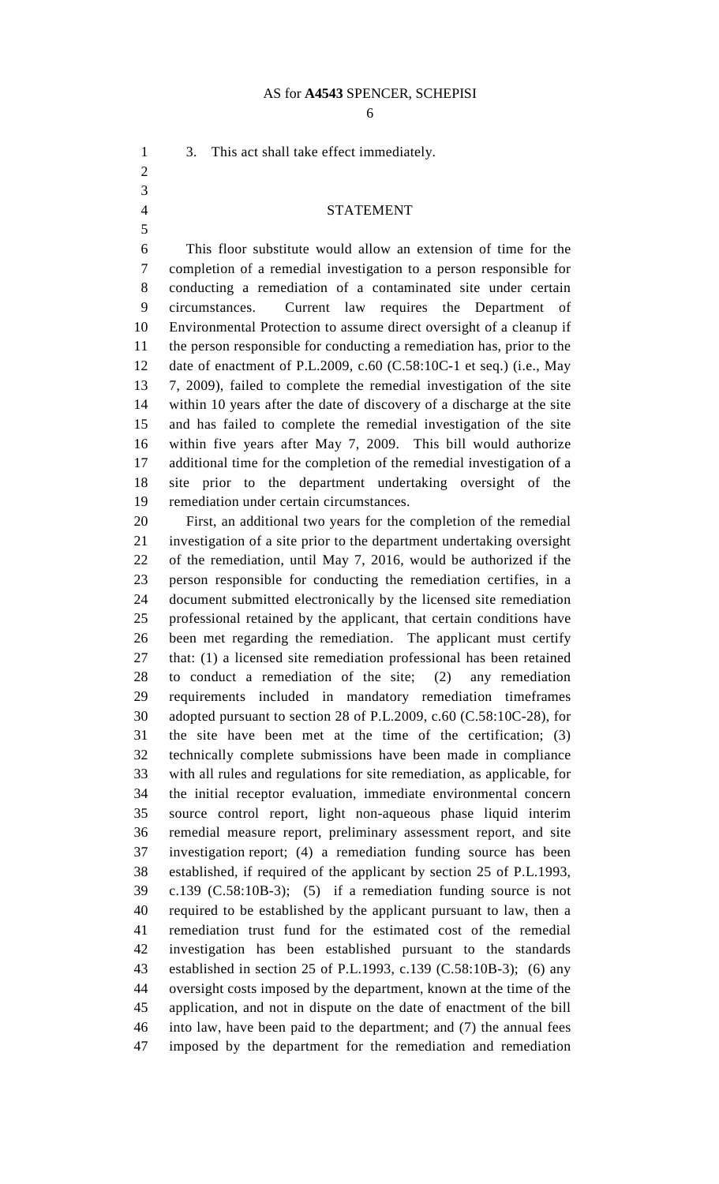3. This act shall take effect immediately.

## STATEMENT

This floor substitute would allow an extension of time for the completion of a remedial investigation to a person responsible for conducting a remediation of a contaminated site under certain circumstances. Current law requires the Department of Environmental Protection to assume direct oversight of a cleanup if the person responsible for conducting a remediation has, prior to the date of enactment of P.L.2009, c.60 (C.58:10C-1 et seq.) (i.e., May 7, 2009), failed to complete the remedial investigation of the site within 10 years after the date of discovery of a discharge at the site and has failed to complete the remedial investigation of the site within five years after May 7, 2009. This bill would authorize additional time for the completion of the remedial investigation of a site prior to the department undertaking oversight of the remediation under certain circumstances.

First, an additional two years for the completion of the remedial investigation of a site prior to the department undertaking oversight of the remediation, until May 7, 2016, would be authorized if the person responsible for conducting the remediation certifies, in a document submitted electronically by the licensed site remediation professional retained by the applicant, that certain conditions have been met regarding the remediation. The applicant must certify that: (1) a licensed site remediation professional has been retained to conduct a remediation of the site; (2) any remediation requirements included in mandatory remediation timeframes adopted pursuant to section 28 of P.L.2009, c.60 (C.58:10C-28), for the site have been met at the time of the certification; (3) technically complete submissions have been made in compliance with all rules and regulations for site remediation, as applicable, for the initial receptor evaluation, immediate environmental concern source control report, light non-aqueous phase liquid interim remedial measure report, preliminary assessment report, and site investigation report; (4) a remediation funding source has been established, if required of the applicant by section 25 of P.L.1993, c.139 (C.58:10B-3); (5) if a remediation funding source is not required to be established by the applicant pursuant to law, then a remediation trust fund for the estimated cost of the remedial investigation has been established pursuant to the standards established in section 25 of P.L.1993, c.139 (C.58:10B-3); (6) any oversight costs imposed by the department, known at the time of the application, and not in dispute on the date of enactment of the bill into law, have been paid to the department; and (7) the annual fees imposed by the department for the remediation and remediation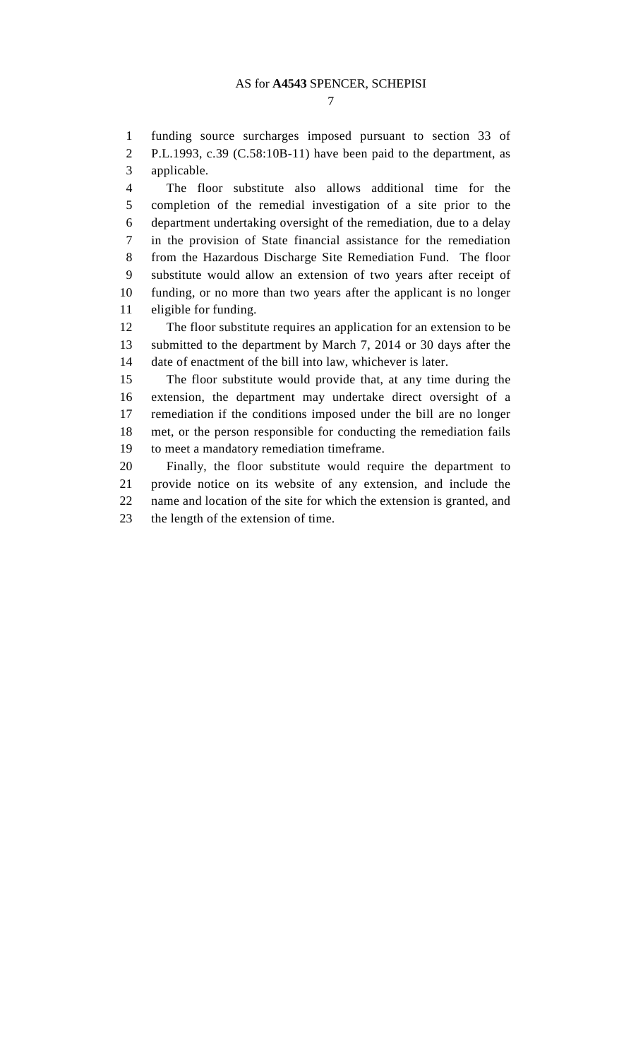funding source surcharges imposed pursuant to section 33 of P.L.1993, c.39 (C.58:10B-11) have been paid to the department, as applicable.

The floor substitute also allows additional time for the completion of the remedial investigation of a site prior to the department undertaking oversight of the remediation, due to a delay in the provision of State financial assistance for the remediation from the Hazardous Discharge Site Remediation Fund. The floor substitute would allow an extension of two years after receipt of funding, or no more than two years after the applicant is no longer eligible for funding.

The floor substitute requires an application for an extension to be submitted to the department by March 7, 2014 or 30 days after the date of enactment of the bill into law, whichever is later.

The floor substitute would provide that, at any time during the extension, the department may undertake direct oversight of a remediation if the conditions imposed under the bill are no longer met, or the person responsible for conducting the remediation fails to meet a mandatory remediation timeframe.

Finally, the floor substitute would require the department to provide notice on its website of any extension, and include the name and location of the site for which the extension is granted, and the length of the extension of time.